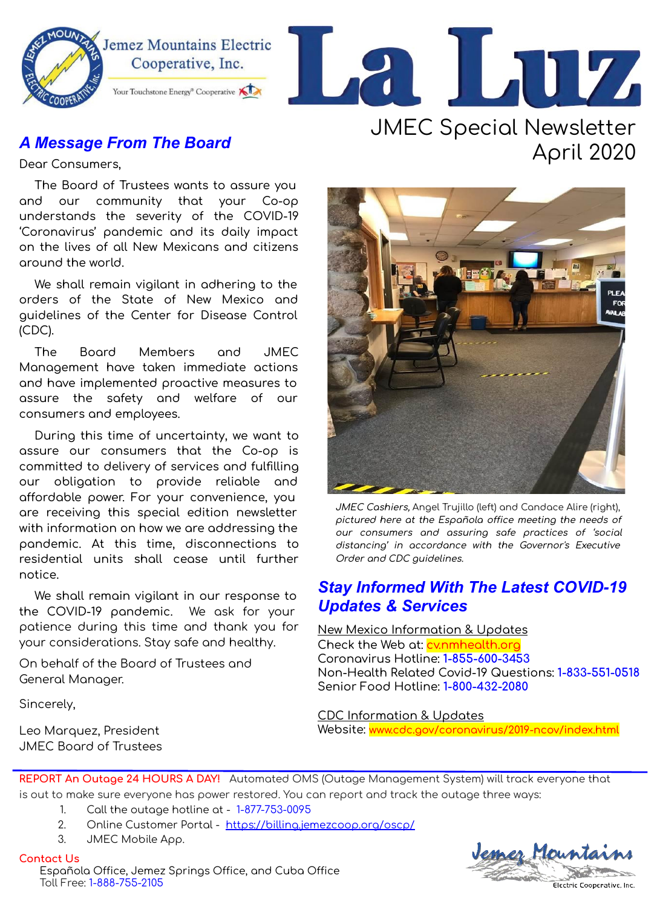Jemez Mountains Electric Cooperative, Inc.

Your Touchstone Energy® Cooperative

# La Luz

JMEC Special Newsletter
April 2020

## *A Message From The Board*

Dear Consumers,

The Board of Trustees wants to assure you and our community that your Co-op understands the severity of the COVID-19 'Coronavirus' pandemic and its daily impact on the lives of all New Mexicans and citizens around the world.

We shall remain vigilant in adhering to the orders of the State of New Mexico and guidelines of the Center for Disease Control (CDC).

The Board Members and JMEC Management have taken immediate actions and have implemented proactive measures to assure the safety and welfare of our consumers and employees.

During this time of uncertainty, we want to assure our consumers that the Co-op is committed to delivery of services and fulfilling our obligation to provide reliable and affordable power. For your convenience, you are receiving this special edition newsletter with information on how we are addressing the pandemic. At this time, disconnections to residential units shall cease until further notice.

We shall remain vigilant in our response to the COVID-19 pandemic. We ask for your patience during this time and thank you for your considerations. Stay safe and healthy.

On behalf of the Board of Trustees and General Manager.

Sincerely,

Leo Marquez, President
JMEC Board of Trustees

*JMEC Cashiers, Angel Trujillo (left) and Candace Alire (right), pictured here at the Española office meeting the needs of our consumers and assuring safe practices of 'social distancing' in accordance with the Governor's Executive Order and CDC guidelines.*

## *Stay Informed With The Latest COVID-19 Updates & Services*

New Mexico Information & Updates
Check the Web at: cv.nmhealth.org
Coronavirus Hotline: 1-855-600-3453
Non-Health Related Covid-19 Questions: 1-833-551-0518
Senior Food Hotline: 1-800-432-2080

CDC Information & Updates
Website: www.cdc.gov/coronavirus/2019-ncov/index.html

**REPORT An Outage 24 HOURS A DAY!** Automated OMS (Outage Management System) will track everyone that is out to make sure everyone has power restored. You can report and track the outage three ways:

1. Call the outage hotline at - 1-877-753-0095
2. Online Customer Portal - https://billing.jemezcoop.org/oscp/
3. JMEC Mobile App.

**Contact Us**
Española Office, Jemez Springs Office, and Cuba Office
Toll Free: 1-888-755-2105

Jemez Mountains Electric Cooperative, Inc.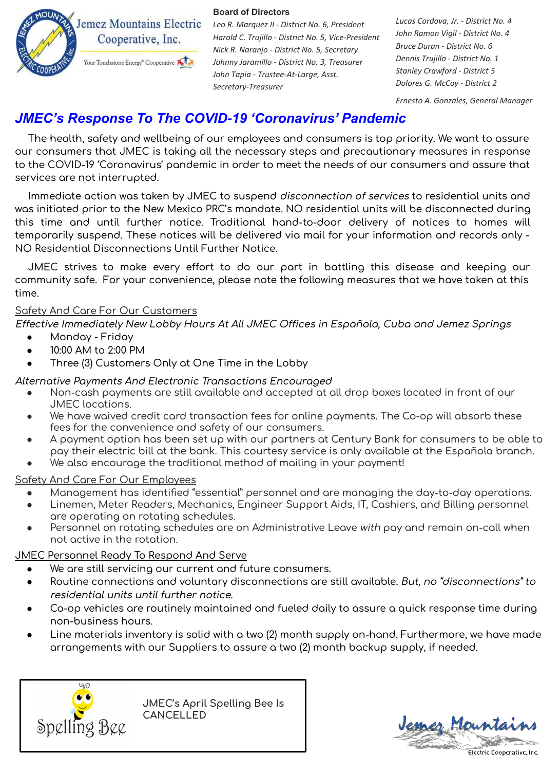Jemez Mountains Electric Cooperative, Inc.

Your Touchstone Energy® Cooperative

**Board of Directors**

*Leo R. Marquez II - District No. 6, President*
*Harold C. Trujillo - District No. 5, Vice-President*
*Nick R. Naranjo - District No. 5, Secretary*
*Johnny Jaramillo - District No. 3, Treasurer*
*John Tapia - Trustee-At-Large, Asst. Secretary-Treasurer*

*Lucas Cordova, Jr. - District No. 4*
*John Ramon Vigil - District No. 4*
*Bruce Duran - District No. 6*
*Dennis Trujillo - District No. 1*
*Stanley Crawford - District 5*
*Dolores G. McCoy - District 2*

*Ernesto A. Gonzales, General Manager*

## *JMEC's Response To The COVID-19 'Coronavirus' Pandemic*

The health, safety and wellbeing of our employees and consumers is top priority. We want to assure our consumers that JMEC is taking all the necessary steps and precautionary measures in response to the COVID-19 'Coronavirus' pandemic in order to meet the needs of our consumers and assure that services are not interrupted.

Immediate action was taken by JMEC to suspend *disconnection of services* to residential units and was initiated prior to the New Mexico PRC's mandate. NO residential units will be disconnected during this time and until further notice. Traditional hand-to-door delivery of notices to homes will temporarily suspend. These notices will be delivered via mail for your information and records only - NO Residential Disconnections Until Further Notice.

JMEC strives to make every effort to do our part in battling this disease and keeping our community safe. For your convenience, please note the following measures that we have taken at this time.

Safety And Care For Our Customers

*Effective Immediately New Lobby Hours At All JMEC Offices in Española, Cuba and Jemez Springs*

- Monday - Friday
- 10:00 AM to 2:00 PM
- Three (3) Customers Only at One Time in the Lobby

*Alternative Payments And Electronic Transactions Encouraged*

- Non-cash payments are still available and accepted at all drop boxes located in front of our JMEC locations.
- We have waived credit card transaction fees for online payments. The Co-op will absorb these fees for the convenience and safety of our consumers.
- A payment option has been set up with our partners at Century Bank for consumers to be able to pay their electric bill at the bank. This courtesy service is only available at the Española branch.
- We also encourage the traditional method of mailing in your payment!

Safety And Care For Our Employees

- Management has identified "essential" personnel and are managing the day-to-day operations.
- Linemen, Meter Readers, Mechanics, Engineer Support Aids, IT, Cashiers, and Billing personnel are operating on rotating schedules.
- Personnel on rotating schedules are on Administrative Leave *with* pay and remain on-call when not active in the rotation.

JMEC Personnel Ready To Respond And Serve

- We are still servicing our current and future consumers.
- Routine connections and voluntary disconnections are still available. *But, no "disconnections" to residential units until further notice.*
- Co-op vehicles are routinely maintained and fueled daily to assure a quick response time during non-business hours.
- Line materials inventory is solid with a two (2) month supply on-hand. Furthermore, we have made arrangements with our Suppliers to assure a two (2) month backup supply, if needed.

Spelling Bee

JMEC's April Spelling Bee Is CANCELLED

Jemez Mountains Electric Cooperative, Inc.